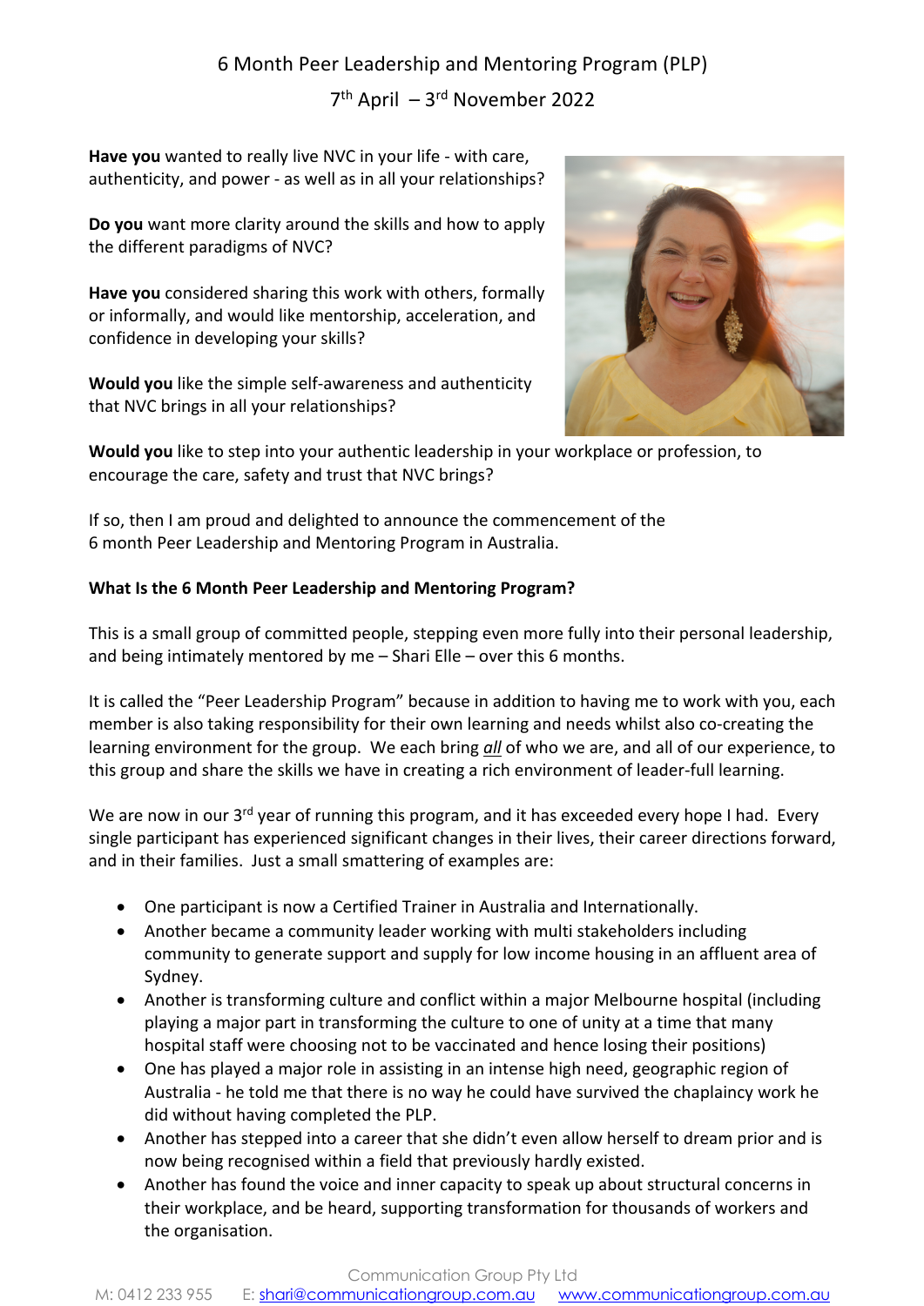# 6 Month Peer Leadership and Mentoring Program (PLP)

## 7th April – 3rd November 2022

**Have you** wanted to really live NVC in your life - with care, authenticity, and power - as well as in all your relationships?

**Do you** want more clarity around the skills and how to apply the different paradigms of NVC?

**Have you** considered sharing this work with others, formally or informally, and would like mentorship, acceleration, and confidence in developing your skills?

**Would you** like the simple self-awareness and authenticity that NVC brings in all your relationships?

**Would you** like to step into your authentic leadership in your workplace or profession, to encourage the care, safety and trust that NVC brings?

If so, then I am proud and delighted to announce the commencement of the 6 month Peer Leadership and Mentoring Program in Australia.

**What Is the 6 Month Peer Leadership and Mentoring Program?**

This is a small group of committed people, stepping even more fully into their personal leadership, and being intimately mentored by me – Shari Elle – over this 6 months.

It is called the "Peer Leadership Program" because in addition to having me to work with you, each member is also taking responsibility for their own learning and needs whilst also co-creating the learning environment for the group. We each bring ***all*** of who we are, and all of our experience, to this group and share the skills we have in creating a rich environment of leader-full learning.

We are now in our 3rd year of running this program, and it has exceeded every hope I had. Every single participant has experienced significant changes in their lives, their career directions forward, and in their families. Just a small smattering of examples are:

- One participant is now a Certified Trainer in Australia and Internationally.
- Another became a community leader working with multi stakeholders including community to generate support and supply for low income housing in an affluent area of Sydney.
- Another is transforming culture and conflict within a major Melbourne hospital (including playing a major part in transforming the culture to one of unity at a time that many hospital staff were choosing not to be vaccinated and hence losing their positions)
- One has played a major role in assisting in an intense high need, geographic region of Australia - he told me that there is no way he could have survived the chaplaincy work he did without having completed the PLP.
- Another has stepped into a career that she didn't even allow herself to dream prior and is now being recognised within a field that previously hardly existed.
- Another has found the voice and inner capacity to speak up about structural concerns in their workplace, and be heard, supporting transformation for thousands of workers and the organisation.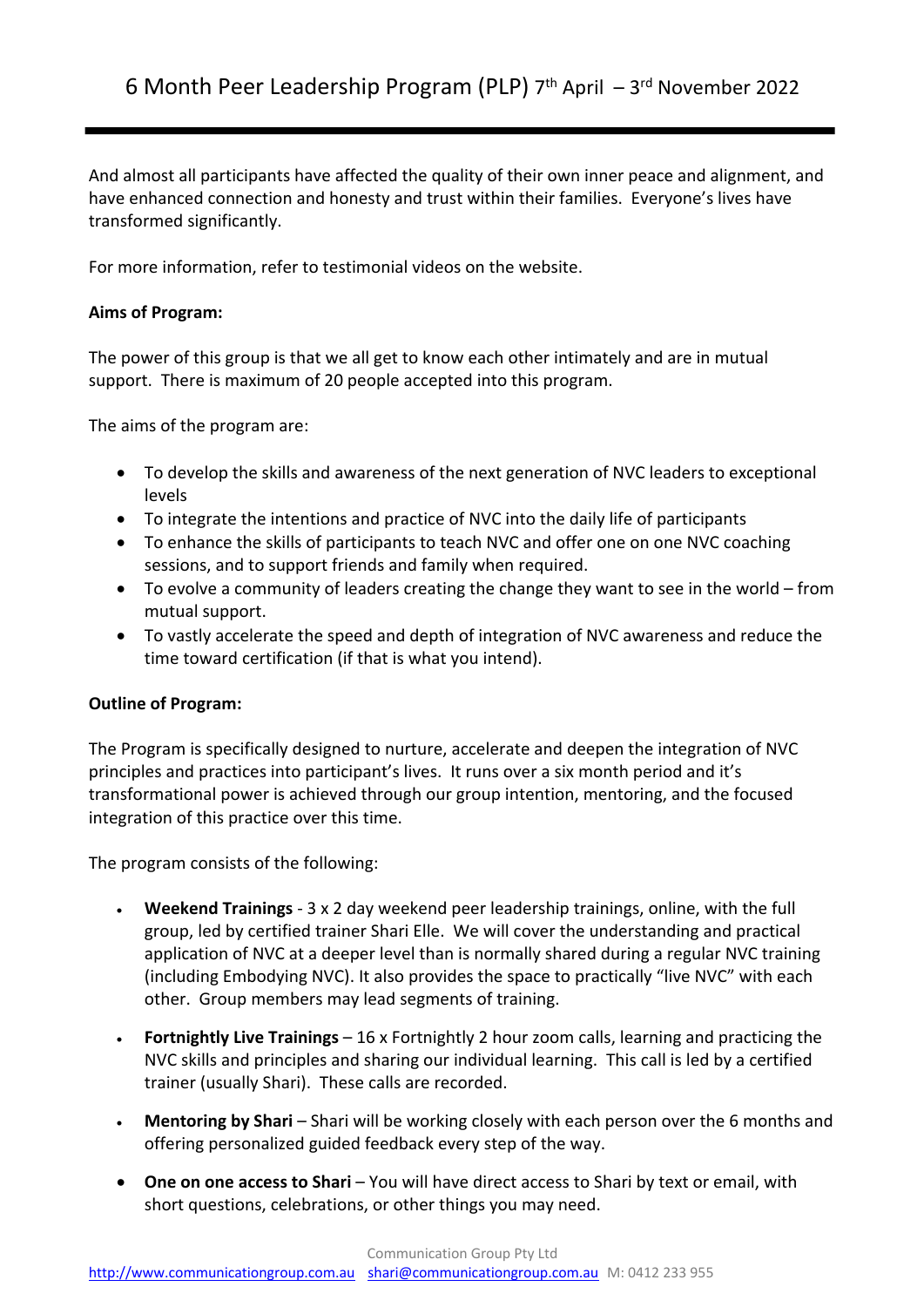And almost all participants have affected the quality of their own inner peace and alignment, and have enhanced connection and honesty and trust within their families. Everyone's lives have transformed significantly.

For more information, refer to testimonial videos on the website.

**Aims of Program:**

The power of this group is that we all get to know each other intimately and are in mutual support. There is maximum of 20 people accepted into this program.

The aims of the program are:

- To develop the skills and awareness of the next generation of NVC leaders to exceptional levels
- To integrate the intentions and practice of NVC into the daily life of participants
- To enhance the skills of participants to teach NVC and offer one on one NVC coaching sessions, and to support friends and family when required.
- To evolve a community of leaders creating the change they want to see in the world – from mutual support.
- To vastly accelerate the speed and depth of integration of NVC awareness and reduce the time toward certification (if that is what you intend).

**Outline of Program:**

The Program is specifically designed to nurture, accelerate and deepen the integration of NVC principles and practices into participant's lives. It runs over a six month period and it's transformational power is achieved through our group intention, mentoring, and the focused integration of this practice over this time.

The program consists of the following:

- **Weekend Trainings** - 3 x 2 day weekend peer leadership trainings, online, with the full group, led by certified trainer Shari Elle. We will cover the understanding and practical application of NVC at a deeper level than is normally shared during a regular NVC training (including Embodying NVC). It also provides the space to practically "live NVC" with each other. Group members may lead segments of training.
- **Fortnightly Live Trainings** – 16 x Fortnightly 2 hour zoom calls, learning and practicing the NVC skills and principles and sharing our individual learning. This call is led by a certified trainer (usually Shari). These calls are recorded.
- **Mentoring by Shari** – Shari will be working closely with each person over the 6 months and offering personalized guided feedback every step of the way.
- **One on one access to Shari** – You will have direct access to Shari by text or email, with short questions, celebrations, or other things you may need.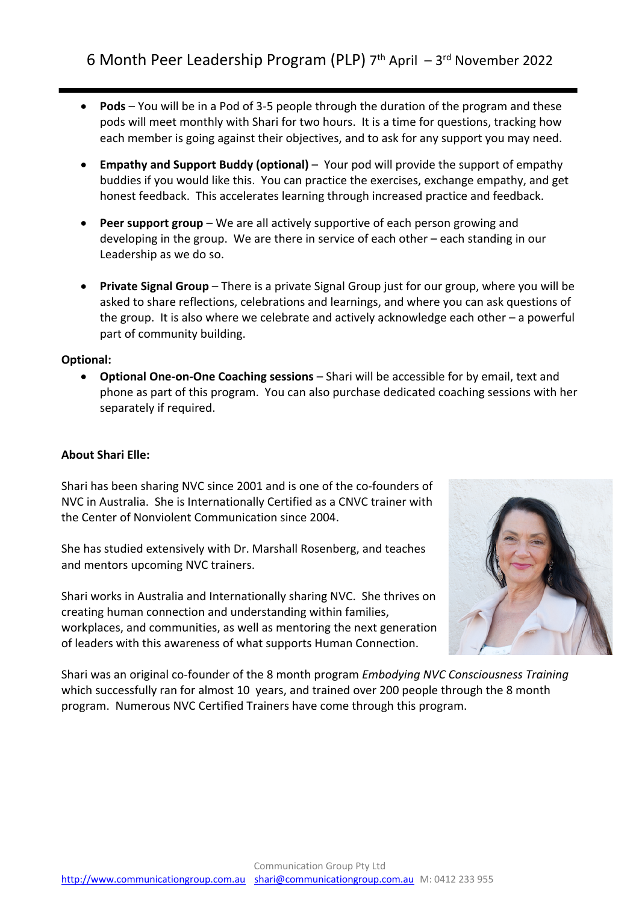- **Pods** – You will be in a Pod of 3-5 people through the duration of the program and these pods will meet monthly with Shari for two hours. It is a time for questions, tracking how each member is going against their objectives, and to ask for any support you may need.
- **Empathy and Support Buddy (optional)** – Your pod will provide the support of empathy buddies if you would like this. You can practice the exercises, exchange empathy, and get honest feedback. This accelerates learning through increased practice and feedback.
- **Peer support group** – We are all actively supportive of each person growing and developing in the group. We are there in service of each other – each standing in our Leadership as we do so.
- **Private Signal Group** – There is a private Signal Group just for our group, where you will be asked to share reflections, celebrations and learnings, and where you can ask questions of the group. It is also where we celebrate and actively acknowledge each other – a powerful part of community building.

**Optional:**

- **Optional One-on-One Coaching sessions** – Shari will be accessible for by email, text and phone as part of this program. You can also purchase dedicated coaching sessions with her separately if required.

**About Shari Elle:**

Shari has been sharing NVC since 2001 and is one of the co-founders of NVC in Australia. She is Internationally Certified as a CNVC trainer with the Center of Nonviolent Communication since 2004.

She has studied extensively with Dr. Marshall Rosenberg, and teaches and mentors upcoming NVC trainers.

Shari works in Australia and Internationally sharing NVC. She thrives on creating human connection and understanding within families, workplaces, and communities, as well as mentoring the next generation of leaders with this awareness of what supports Human Connection.

Shari was an original co-founder of the 8 month program *Embodying NVC Consciousness Training* which successfully ran for almost 10 years, and trained over 200 people through the 8 month program. Numerous NVC Certified Trainers have come through this program.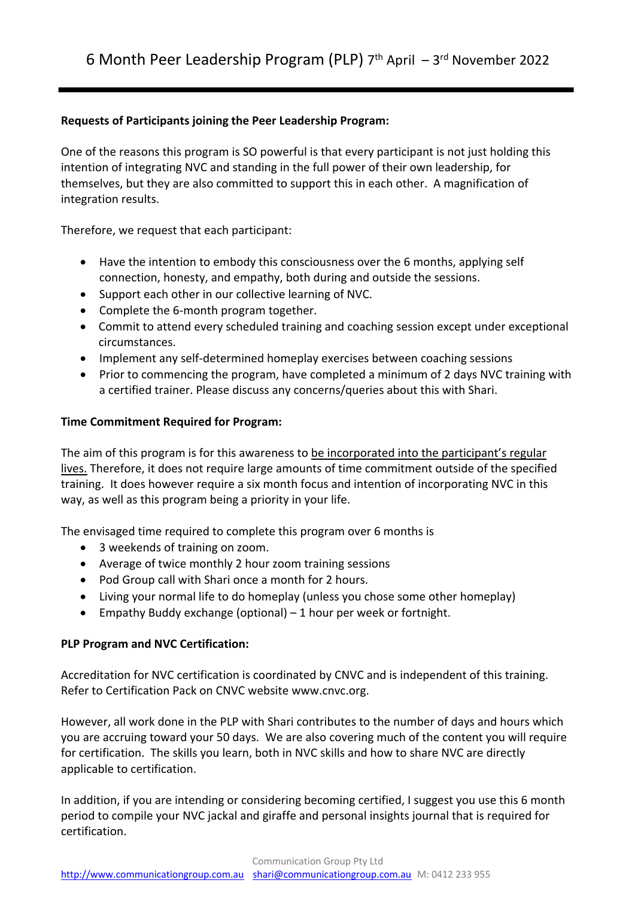# 6 Month Peer Leadership Program (PLP) 7th April – 3rd November 2022

**Requests of Participants joining the Peer Leadership Program:**

One of the reasons this program is SO powerful is that every participant is not just holding this intention of integrating NVC and standing in the full power of their own leadership, for themselves, but they are also committed to support this in each other. A magnification of integration results.

Therefore, we request that each participant:

- Have the intention to embody this consciousness over the 6 months, applying self connection, honesty, and empathy, both during and outside the sessions.
- Support each other in our collective learning of NVC.
- Complete the 6-month program together.
- Commit to attend every scheduled training and coaching session except under exceptional circumstances.
- Implement any self-determined homeplay exercises between coaching sessions
- Prior to commencing the program, have completed a minimum of 2 days NVC training with a certified trainer. Please discuss any concerns/queries about this with Shari.

**Time Commitment Required for Program:**

The aim of this program is for this awareness to be incorporated into the participant's regular lives. Therefore, it does not require large amounts of time commitment outside of the specified training. It does however require a six month focus and intention of incorporating NVC in this way, as well as this program being a priority in your life.

The envisaged time required to complete this program over 6 months is

- 3 weekends of training on zoom.
- Average of twice monthly 2 hour zoom training sessions
- Pod Group call with Shari once a month for 2 hours.
- Living your normal life to do homeplay (unless you chose some other homeplay)
- Empathy Buddy exchange (optional) – 1 hour per week or fortnight.

**PLP Program and NVC Certification:**

Accreditation for NVC certification is coordinated by CNVC and is independent of this training. Refer to Certification Pack on CNVC website www.cnvc.org.

However, all work done in the PLP with Shari contributes to the number of days and hours which you are accruing toward your 50 days. We are also covering much of the content you will require for certification. The skills you learn, both in NVC skills and how to share NVC are directly applicable to certification.

In addition, if you are intending or considering becoming certified, I suggest you use this 6 month period to compile your NVC jackal and giraffe and personal insights journal that is required for certification.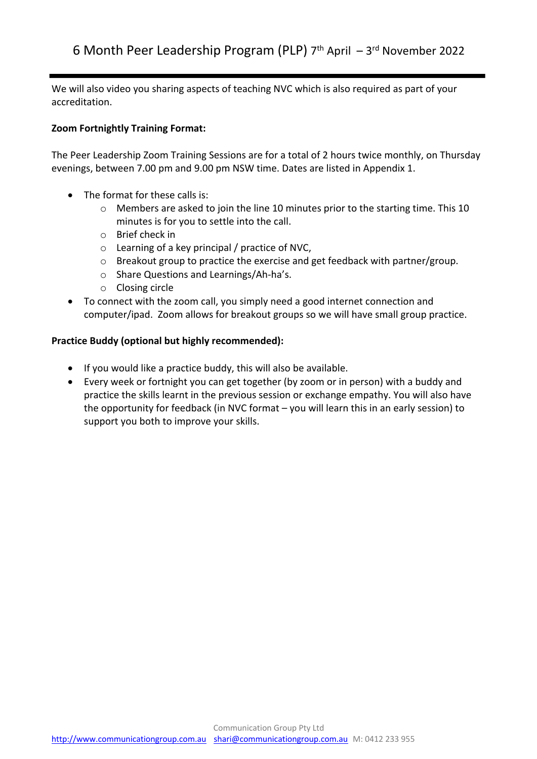We will also video you sharing aspects of teaching NVC which is also required as part of your accreditation.

**Zoom Fortnightly Training Format:**

The Peer Leadership Zoom Training Sessions are for a total of 2 hours twice monthly, on Thursday evenings, between 7.00 pm and 9.00 pm NSW time. Dates are listed in Appendix 1.

- The format for these calls is:
  - Members are asked to join the line 10 minutes prior to the starting time. This 10 minutes is for you to settle into the call.
  - Brief check in
  - Learning of a key principal / practice of NVC,
  - Breakout group to practice the exercise and get feedback with partner/group.
  - Share Questions and Learnings/Ah-ha's.
  - Closing circle
- To connect with the zoom call, you simply need a good internet connection and computer/ipad. Zoom allows for breakout groups so we will have small group practice.

**Practice Buddy (optional but highly recommended):**

- If you would like a practice buddy, this will also be available.
- Every week or fortnight you can get together (by zoom or in person) with a buddy and practice the skills learnt in the previous session or exchange empathy. You will also have the opportunity for feedback (in NVC format – you will learn this in an early session) to support you both to improve your skills.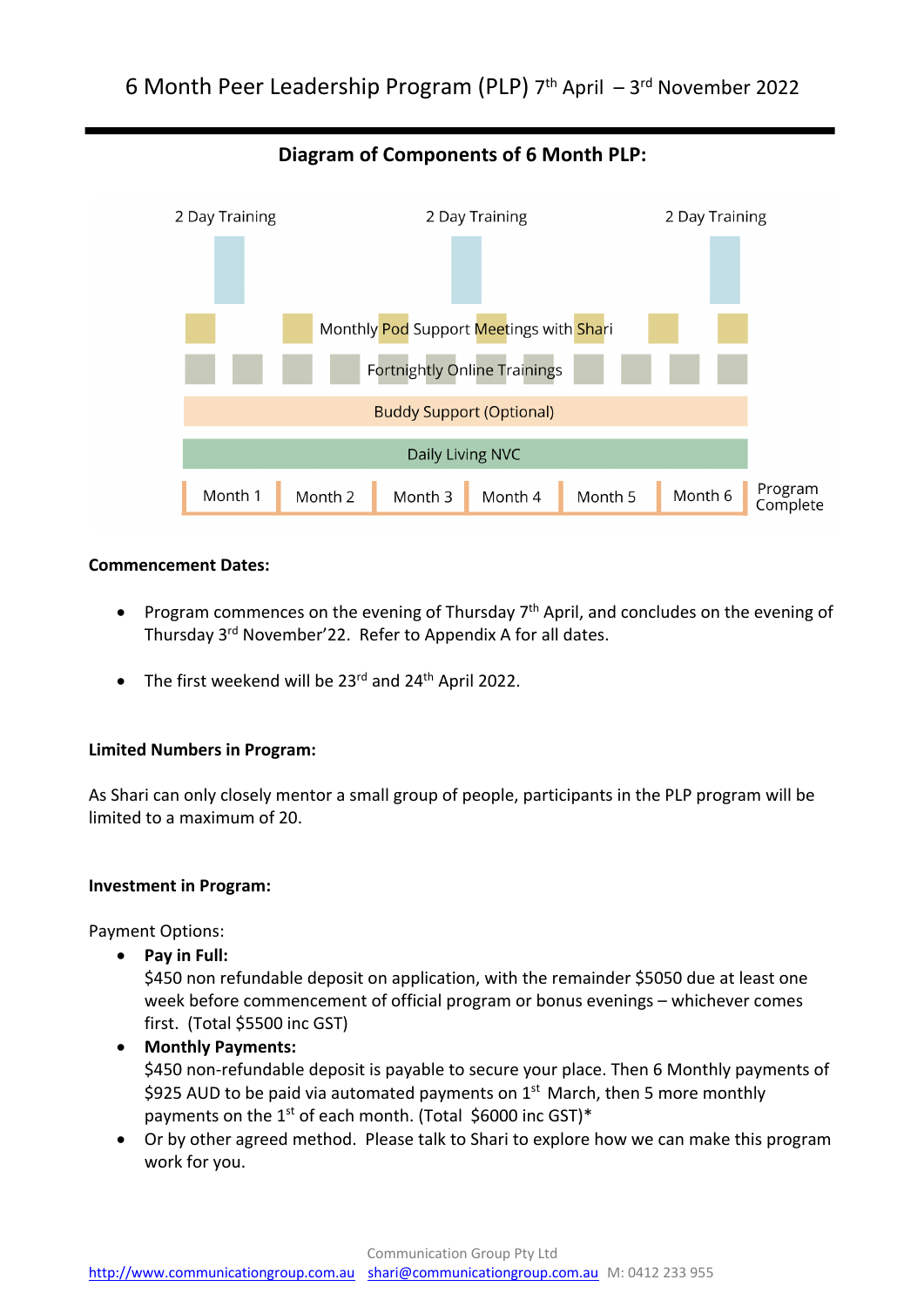# 6 Month Peer Leadership Program (PLP) 7th April – 3rd November 2022

## Diagram of Components of 6 Month PLP:

2 Day Training | 2 Day Training | 2 Day Training

Monthly Pod Support Meetings with Shari

Fortnightly Online Trainings

Buddy Support (Optional)

Daily Living NVC

Month 1 | Month 2 | Month 3 | Month 4 | Month 5 | Month 6 | Program Complete

**Commencement Dates:**

- Program commences on the evening of Thursday 7th April, and concludes on the evening of Thursday 3rd November'22. Refer to Appendix A for all dates.
- The first weekend will be 23rd and 24th April 2022.

**Limited Numbers in Program:**

As Shari can only closely mentor a small group of people, participants in the PLP program will be limited to a maximum of 20.

**Investment in Program:**

Payment Options:

- **Pay in Full:**
  $450 non refundable deposit on application, with the remainder $5050 due at least one week before commencement of official program or bonus evenings – whichever comes first. (Total $5500 inc GST)
- **Monthly Payments:**
  $450 non-refundable deposit is payable to secure your place. Then 6 Monthly payments of $925 AUD to be paid via automated payments on 1st March, then 5 more monthly payments on the 1st of each month. (Total $6000 inc GST)*
- Or by other agreed method. Please talk to Shari to explore how we can make this program work for you.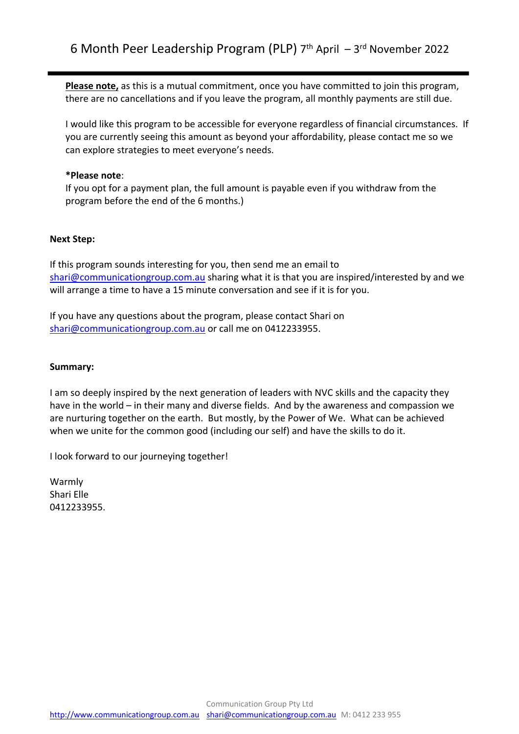**Please note,** as this is a mutual commitment, once you have committed to join this program, there are no cancellations and if you leave the program, all monthly payments are still due.

I would like this program to be accessible for everyone regardless of financial circumstances. If you are currently seeing this amount as beyond your affordability, please contact me so we can explore strategies to meet everyone's needs.

***Please note**:
If you opt for a payment plan, the full amount is payable even if you withdraw from the program before the end of the 6 months.)

**Next Step:**

If this program sounds interesting for you, then send me an email to shari@communicationgroup.com.au sharing what it is that you are inspired/interested by and we will arrange a time to have a 15 minute conversation and see if it is for you.

If you have any questions about the program, please contact Shari on shari@communicationgroup.com.au or call me on 0412233955.

**Summary:**

I am so deeply inspired by the next generation of leaders with NVC skills and the capacity they have in the world – in their many and diverse fields. And by the awareness and compassion we are nurturing together on the earth. But mostly, by the Power of We. What can be achieved when we unite for the common good (including our self) and have the skills to do it.

I look forward to our journeying together!

Warmly
Shari Elle
0412233955.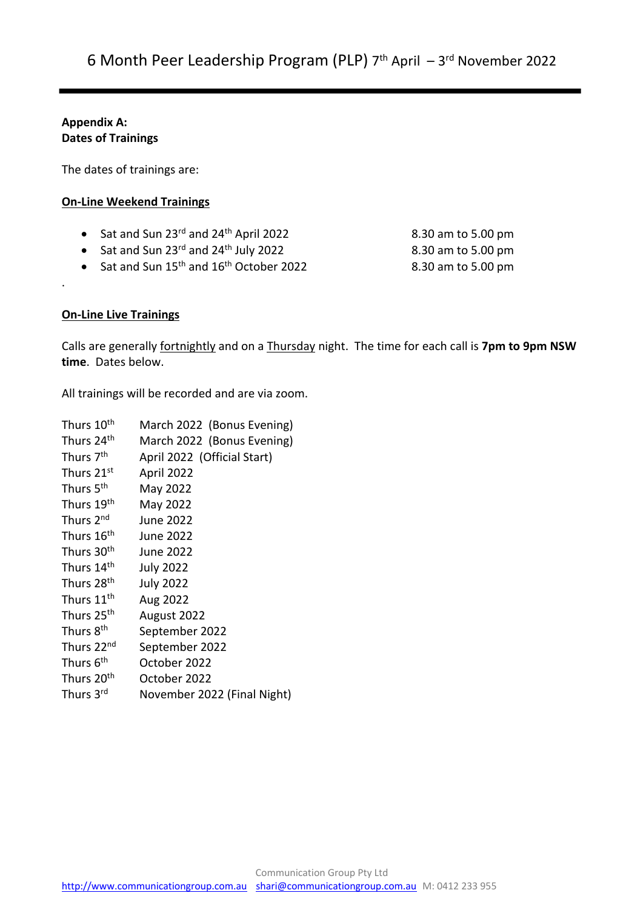**Appendix A:**
**Dates of Trainings**

The dates of trainings are:

**<u>On-Line Weekend Trainings</u>**

- Sat and Sun 23rd and 24th April 2022 — 8.30 am to 5.00 pm
- Sat and Sun 23rd and 24th July 2022 — 8.30 am to 5.00 pm
- Sat and Sun 15th and 16th October 2022 — 8.30 am to 5.00 pm

**<u>On-Line Live Trainings</u>**

Calls are generally <u>fortnightly</u> and on a <u>Thursday</u> night. The time for each call is **7pm to 9pm NSW time**. Dates below.

All trainings will be recorded and are via zoom.

Thurs 10th March 2022 (Bonus Evening)
Thurs 24th March 2022 (Bonus Evening)
Thurs 7th April 2022 (Official Start)
Thurs 21st April 2022
Thurs 5th May 2022
Thurs 19th May 2022
Thurs 2nd June 2022
Thurs 16th June 2022
Thurs 30th June 2022
Thurs 14th July 2022
Thurs 28th July 2022
Thurs 11th Aug 2022
Thurs 25th August 2022
Thurs 8th September 2022
Thurs 22nd September 2022
Thurs 6th October 2022
Thurs 20th October 2022
Thurs 3rd November 2022 (Final Night)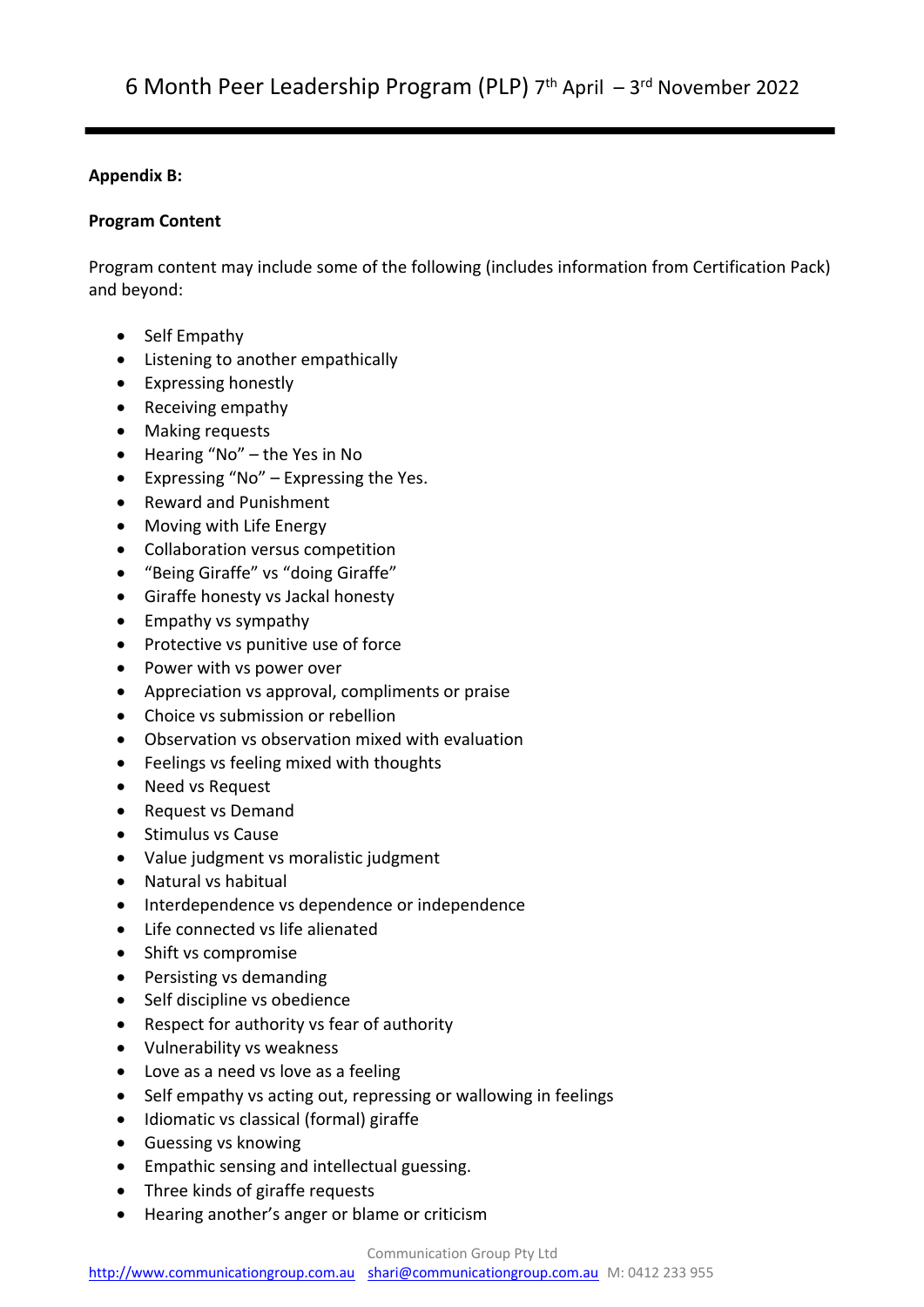**Appendix B:**

**Program Content**

Program content may include some of the following (includes information from Certification Pack) and beyond:

- Self Empathy
- Listening to another empathically
- Expressing honestly
- Receiving empathy
- Making requests
- Hearing "No" – the Yes in No
- Expressing "No" – Expressing the Yes.
- Reward and Punishment
- Moving with Life Energy
- Collaboration versus competition
- "Being Giraffe" vs "doing Giraffe"
- Giraffe honesty vs Jackal honesty
- Empathy vs sympathy
- Protective vs punitive use of force
- Power with vs power over
- Appreciation vs approval, compliments or praise
- Choice vs submission or rebellion
- Observation vs observation mixed with evaluation
- Feelings vs feeling mixed with thoughts
- Need vs Request
- Request vs Demand
- Stimulus vs Cause
- Value judgment vs moralistic judgment
- Natural vs habitual
- Interdependence vs dependence or independence
- Life connected vs life alienated
- Shift vs compromise
- Persisting vs demanding
- Self discipline vs obedience
- Respect for authority vs fear of authority
- Vulnerability vs weakness
- Love as a need vs love as a feeling
- Self empathy vs acting out, repressing or wallowing in feelings
- Idiomatic vs classical (formal) giraffe
- Guessing vs knowing
- Empathic sensing and intellectual guessing.
- Three kinds of giraffe requests
- Hearing another's anger or blame or criticism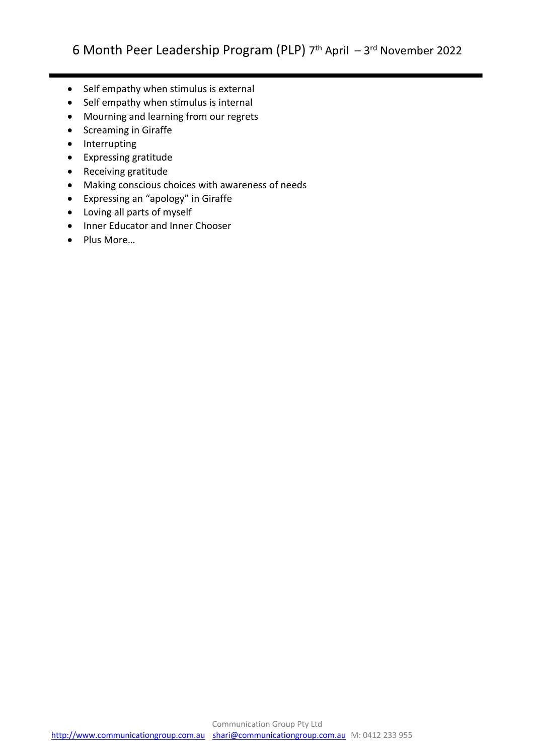- Self empathy when stimulus is external
- Self empathy when stimulus is internal
- Mourning and learning from our regrets
- Screaming in Giraffe
- Interrupting
- Expressing gratitude
- Receiving gratitude
- Making conscious choices with awareness of needs
- Expressing an "apology" in Giraffe
- Loving all parts of myself
- Inner Educator and Inner Chooser
- Plus More…